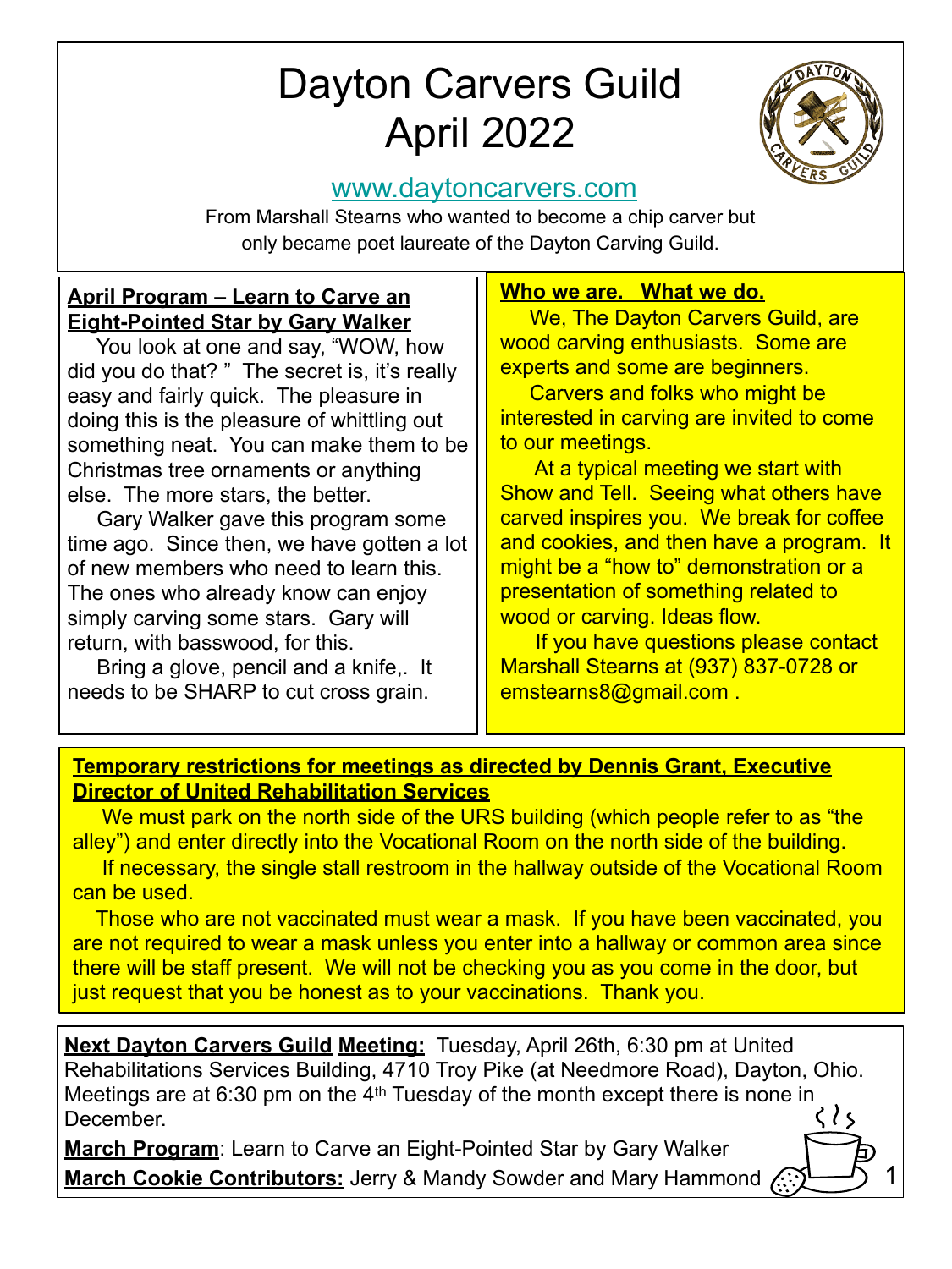# Dayton Carvers Guild
# April 2022

www.daytoncarvers.com

From Marshall Stearns who wanted to become a chip carver but only became poet laureate of the Dayton Carving Guild.

**April Program – Learn to Carve an Eight-Pointed Star by Gary Walker**

You look at one and say, "WOW, how did you do that? " The secret is, it's really easy and fairly quick. The pleasure in doing this is the pleasure of whittling out something neat. You can make them to be Christmas tree ornaments or anything else. The more stars, the better.

Gary Walker gave this program some time ago. Since then, we have gotten a lot of new members who need to learn this. The ones who already know can enjoy simply carving some stars. Gary will return, with basswood, for this.

Bring a glove, pencil and a knife,. It needs to be SHARP to cut cross grain.

**Who we are. What we do.**

We, The Dayton Carvers Guild, are wood carving enthusiasts. Some are experts and some are beginners.

Carvers and folks who might be interested in carving are invited to come to our meetings.

At a typical meeting we start with Show and Tell. Seeing what others have carved inspires you. We break for coffee and cookies, and then have a program. It might be a "how to" demonstration or a presentation of something related to wood or carving. Ideas flow.

If you have questions please contact Marshall Stearns at (937) 837-0728 or emstearns8@gmail.com .

**Temporary restrictions for meetings as directed by Dennis Grant, Executive Director of United Rehabilitation Services**

We must park on the north side of the URS building (which people refer to as "the alley") and enter directly into the Vocational Room on the north side of the building.

If necessary, the single stall restroom in the hallway outside of the Vocational Room can be used.

Those who are not vaccinated must wear a mask. If you have been vaccinated, you are not required to wear a mask unless you enter into a hallway or common area since there will be staff present. We will not be checking you as you come in the door, but just request that you be honest as to your vaccinations. Thank you.

**Next Dayton Carvers Guild Meeting:** Tuesday, April 26th, 6:30 pm at United Rehabilitations Services Building, 4710 Troy Pike (at Needmore Road), Dayton, Ohio. Meetings are at 6:30 pm on the 4th Tuesday of the month except there is none in December.

**March Program**: Learn to Carve an Eight-Pointed Star by Gary Walker

**March Cookie Contributors:** Jerry & Mandy Sowder and Mary Hammond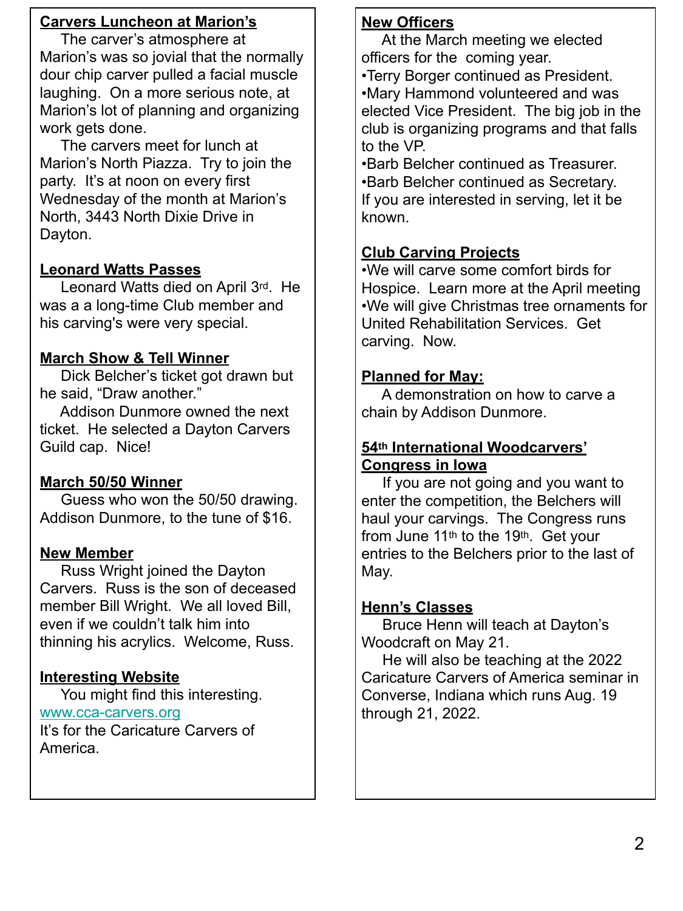## Carvers Luncheon at Marion's

The carver's atmosphere at Marion's was so jovial that the normally dour chip carver pulled a facial muscle laughing. On a more serious note, at Marion's lot of planning and organizing work gets done.

The carvers meet for lunch at Marion's North Piazza. Try to join the party. It's at noon on every first Wednesday of the month at Marion's North, 3443 North Dixie Drive in Dayton.

## Leonard Watts Passes

Leonard Watts died on April 3rd. He was a a long-time Club member and his carving's were very special.

## March Show & Tell Winner

Dick Belcher's ticket got drawn but he said, "Draw another."

Addison Dunmore owned the next ticket. He selected a Dayton Carvers Guild cap. Nice!

## March 50/50 Winner

Guess who won the 50/50 drawing. Addison Dunmore, to the tune of $16.

## New Member

Russ Wright joined the Dayton Carvers. Russ is the son of deceased member Bill Wright. We all loved Bill, even if we couldn't talk him into thinning his acrylics. Welcome, Russ.

## Interesting Website

You might find this interesting.
www.cca-carvers.org
It's for the Caricature Carvers of America.

## New Officers

At the March meeting we elected officers for the coming year.

- Terry Borger continued as President.
- Mary Hammond volunteered and was elected Vice President. The big job in the club is organizing programs and that falls to the VP.
- Barb Belcher continued as Treasurer.
- Barb Belcher continued as Secretary.

If you are interested in serving, let it be known.

## Club Carving Projects

- We will carve some comfort birds for Hospice. Learn more at the April meeting
- We will give Christmas tree ornaments for United Rehabilitation Services. Get carving. Now.

## Planned for May:

A demonstration on how to carve a chain by Addison Dunmore.

## 54th International Woodcarvers' Congress in Iowa

If you are not going and you want to enter the competition, the Belchers will haul your carvings. The Congress runs from June 11th to the 19th. Get your entries to the Belchers prior to the last of May.

## Henn's Classes

Bruce Henn will teach at Dayton's Woodcraft on May 21.

He will also be teaching at the 2022 Caricature Carvers of America seminar in Converse, Indiana which runs Aug. 19 through 21, 2022.